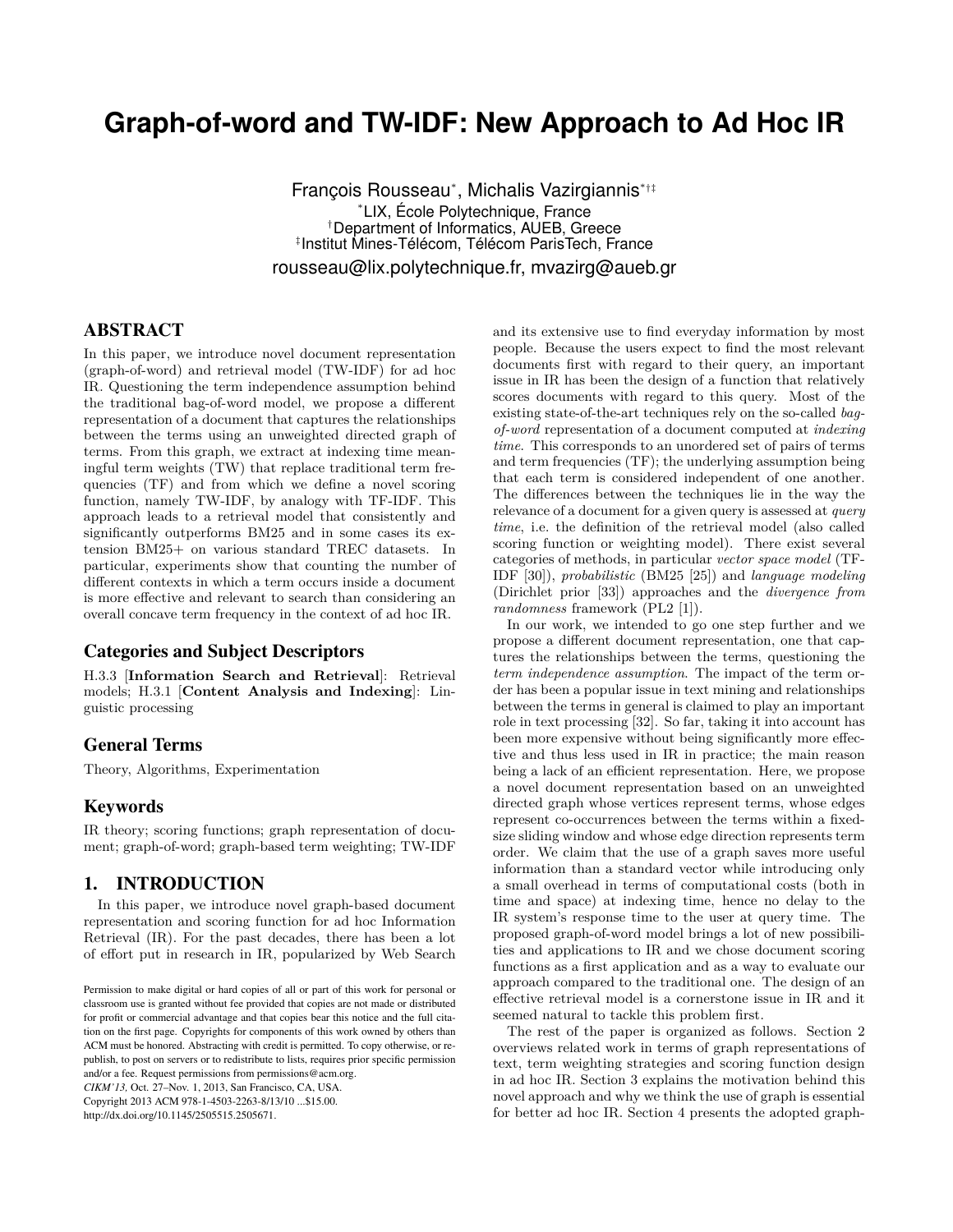# Graph-of-word and TW-IDF: New Approach to Ad Hoc IR

François Rousseau[*], Michalis Vazirgiannis[*†‡]

[*]LIX, École Polytechnique, France
[†]Department of Informatics, AUEB, Greece
[‡]Institut Mines-Télécom, Télécom ParisTech, France

rousseau@lix.polytechnique.fr, mvazirg@aueb.gr

## ABSTRACT

In this paper, we introduce novel document representation (graph-of-word) and retrieval model (TW-IDF) for ad hoc IR. Questioning the term independence assumption behind the traditional bag-of-word model, we propose a different representation of a document that captures the relationships between the terms using an unweighted directed graph of terms. From this graph, we extract at indexing time meaningful term weights (TW) that replace traditional term frequencies (TF) and from which we define a novel scoring function, namely TW-IDF, by analogy with TF-IDF. This approach leads to a retrieval model that consistently and significantly outperforms BM25 and in some cases its extension BM25+ on various standard TREC datasets. In particular, experiments show that counting the number of different contexts in which a term occurs inside a document is more effective and relevant to search than considering an overall concave term frequency in the context of ad hoc IR.

### Categories and Subject Descriptors

H.3.3 [**Information Search and Retrieval**]: Retrieval models; H.3.1 [**Content Analysis and Indexing**]: Linguistic processing

### General Terms

Theory, Algorithms, Experimentation

### Keywords

IR theory; scoring functions; graph representation of document; graph-of-word; graph-based term weighting; TW-IDF

## 1. INTRODUCTION

In this paper, we introduce novel graph-based document representation and scoring function for ad hoc Information Retrieval (IR). For the past decades, there has been a lot of effort put in research in IR, popularized by Web Search and its extensive use to find everyday information by most people. Because the users expect to find the most relevant documents first with regard to their query, an important issue in IR has been the design of a function that relatively scores documents with regard to this query. Most of the existing state-of-the-art techniques rely on the so-called *bag-of-word* representation of a document computed at *indexing time*. This corresponds to an unordered set of pairs of terms and term frequencies (TF); the underlying assumption being that each term is considered independent of one another. The differences between the techniques lie in the way the relevance of a document for a given query is assessed at *query time*, i.e. the definition of the retrieval model (also called scoring function or weighting model). There exist several categories of methods, in particular *vector space model* (TF-IDF [30]), *probabilistic* (BM25 [25]) and *language modeling* (Dirichlet prior [33]) approaches and the *divergence from randomness* framework (PL2 [1]).

In our work, we intended to go one step further and we propose a different document representation, one that captures the relationships between the terms, questioning the *term independence assumption*. The impact of the term order has been a popular issue in text mining and relationships between the terms in general is claimed to play an important role in text processing [32]. So far, taking it into account has been more expensive without being significantly more effective and thus less used in IR in practice; the main reason being a lack of an efficient representation. Here, we propose a novel document representation based on an unweighted directed graph whose vertices represent terms, whose edges represent co-occurrences between the terms within a fixed-size sliding window and whose edge direction represents term order. We claim that the use of a graph saves more useful information than a standard vector while introducing only a small overhead in terms of computational costs (both in time and space) at indexing time, hence no delay to the IR system's response time to the user at query time. The proposed graph-of-word model brings a lot of new possibilities and applications to IR and we chose document scoring functions as a first application and as a way to evaluate our approach compared to the traditional one. The design of an effective retrieval model is a cornerstone issue in IR and it seemed natural to tackle this problem first.

The rest of the paper is organized as follows. Section 2 overviews related work in terms of graph representations of text, term weighting strategies and scoring function design in ad hoc IR. Section 3 explains the motivation behind this novel approach and why we think the use of graph is essential for better ad hoc IR. Section 4 presents the adopted graph-

Permission to make digital or hard copies of all or part of this work for personal or classroom use is granted without fee provided that copies are not made or distributed for profit or commercial advantage and that copies bear this notice and the full citation on the first page. Copyrights for components of this work owned by others than ACM must be honored. Abstracting with credit is permitted. To copy otherwise, or republish, to post on servers or to redistribute to lists, requires prior specific permission and/or a fee. Request permissions from permissions@acm.org.
*CIKM'13,* Oct. 27–Nov. 1, 2013, San Francisco, CA, USA.
Copyright 2013 ACM 978-1-4503-2263-8/13/10 ...$15.00.
http://dx.doi.org/10.1145/2505515.2505671.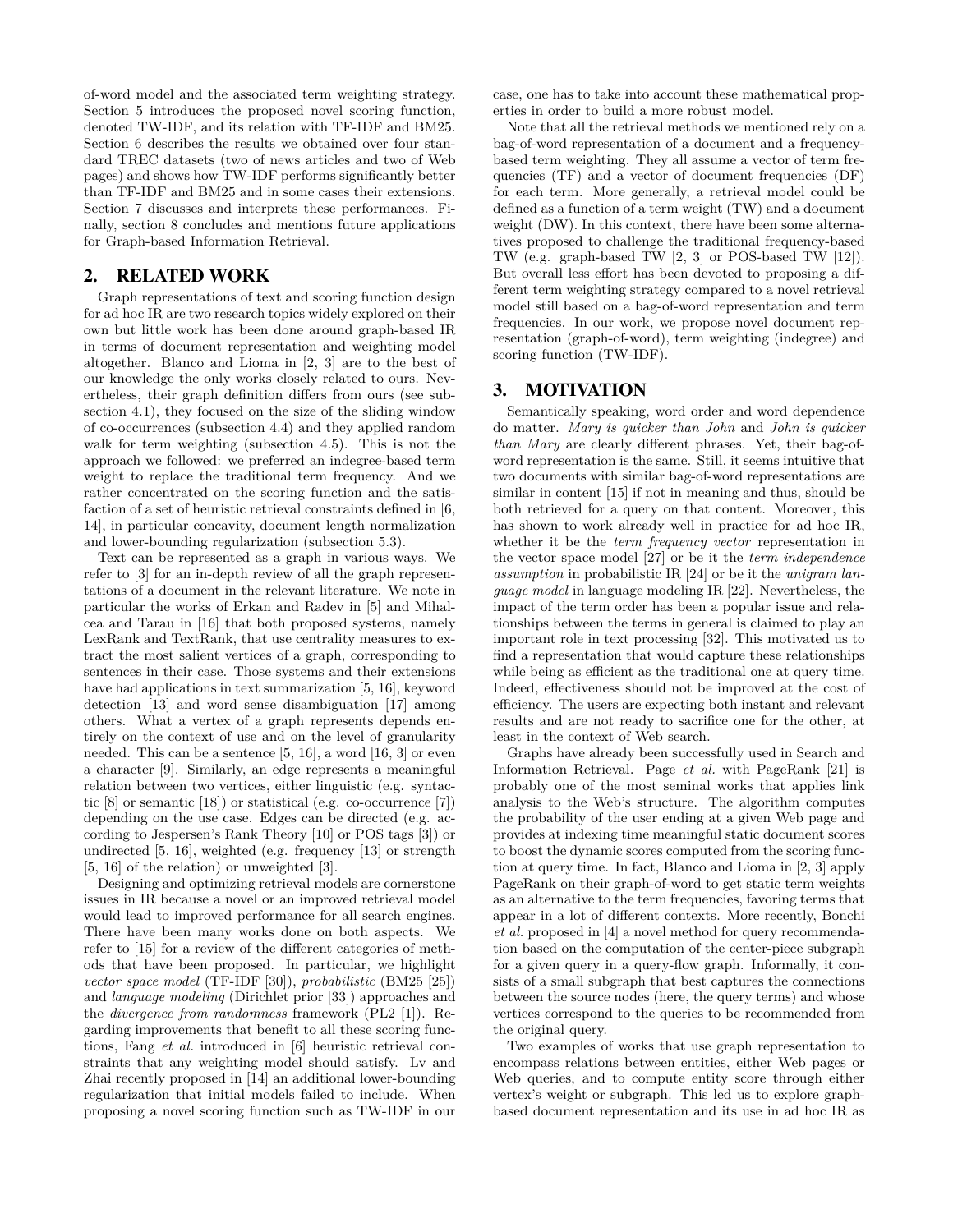of-word model and the associated term weighting strategy. Section 5 introduces the proposed novel scoring function, denoted TW-IDF, and its relation with TF-IDF and BM25. Section 6 describes the results we obtained over four standard TREC datasets (two of news articles and two of Web pages) and shows how TW-IDF performs significantly better than TF-IDF and BM25 and in some cases their extensions. Section 7 discusses and interprets these performances. Finally, section 8 concludes and mentions future applications for Graph-based Information Retrieval.

## 2. RELATED WORK

Graph representations of text and scoring function design for ad hoc IR are two research topics widely explored on their own but little work has been done around graph-based IR in terms of document representation and weighting model altogether. Blanco and Lioma in [2, 3] are to the best of our knowledge the only works closely related to ours. Nevertheless, their graph definition differs from ours (see subsection 4.1), they focused on the size of the sliding window of co-occurrences (subsection 4.4) and they applied random walk for term weighting (subsection 4.5). This is not the approach we followed: we preferred an indegree-based term weight to replace the traditional term frequency. And we rather concentrated on the scoring function and the satisfaction of a set of heuristic retrieval constraints defined in [6, 14], in particular concavity, document length normalization and lower-bounding regularization (subsection 5.3).

Text can be represented as a graph in various ways. We refer to [3] for an in-depth review of all the graph representations of a document in the relevant literature. We note in particular the works of Erkan and Radev in [5] and Mihalcea and Tarau in [16] that both proposed systems, namely LexRank and TextRank, that use centrality measures to extract the most salient vertices of a graph, corresponding to sentences in their case. Those systems and their extensions have had applications in text summarization [5, 16], keyword detection [13] and word sense disambiguation [17] among others. What a vertex of a graph represents depends entirely on the context of use and on the level of granularity needed. This can be a sentence [5, 16], a word [16, 3] or even a character [9]. Similarly, an edge represents a meaningful relation between two vertices, either linguistic (e.g. syntactic [8] or semantic [18]) or statistical (e.g. co-occurrence [7]) depending on the use case. Edges can be directed (e.g. according to Jespersen's Rank Theory [10] or POS tags [3]) or undirected [5, 16], weighted (e.g. frequency [13] or strength [5, 16] of the relation) or unweighted [3].

Designing and optimizing retrieval models are cornerstone issues in IR because a novel or an improved retrieval model would lead to improved performance for all search engines. There have been many works done on both aspects. We refer to [15] for a review of the different categories of methods that have been proposed. In particular, we highlight *vector space model* (TF-IDF [30]), *probabilistic* (BM25 [25]) and *language modeling* (Dirichlet prior [33]) approaches and the *divergence from randomness* framework (PL2 [1]). Regarding improvements that benefit to all these scoring functions, Fang *et al.* introduced in [6] heuristic retrieval constraints that any weighting model should satisfy. Lv and Zhai recently proposed in [14] an additional lower-bounding regularization that initial models failed to include. When proposing a novel scoring function such as TW-IDF in our case, one has to take into account these mathematical properties in order to build a more robust model.

Note that all the retrieval methods we mentioned rely on a bag-of-word representation of a document and a frequency-based term weighting. They all assume a vector of term frequencies (TF) and a vector of document frequencies (DF) for each term. More generally, a retrieval model could be defined as a function of a term weight (TW) and a document weight (DW). In this context, there have been some alternatives proposed to challenge the traditional frequency-based TW (e.g. graph-based TW [2, 3] or POS-based TW [12]). But overall less effort has been devoted to proposing a different term weighting strategy compared to a novel retrieval model still based on a bag-of-word representation and term frequencies. In our work, we propose novel document representation (graph-of-word), term weighting (indegree) and scoring function (TW-IDF).

## 3. MOTIVATION

Semantically speaking, word order and word dependence do matter. *Mary is quicker than John* and *John is quicker than Mary* are clearly different phrases. Yet, their bag-of-word representation is the same. Still, it seems intuitive that two documents with similar bag-of-word representations are similar in content [15] if not in meaning and thus, should be both retrieved for a query on that content. Moreover, this has shown to work already well in practice for ad hoc IR, whether it be the *term frequency vector* representation in the vector space model [27] or be it the *term independence assumption* in probabilistic IR [24] or be it the *unigram language model* in language modeling IR [22]. Nevertheless, the impact of the term order has been a popular issue and relationships between the terms in general is claimed to play an important role in text processing [32]. This motivated us to find a representation that would capture these relationships while being as efficient as the traditional one at query time. Indeed, effectiveness should not be improved at the cost of efficiency. The users are expecting both instant and relevant results and are not ready to sacrifice one for the other, at least in the context of Web search.

Graphs have already been successfully used in Search and Information Retrieval. Page *et al.* with PageRank [21] is probably one of the most seminal works that applies link analysis to the Web's structure. The algorithm computes the probability of the user ending at a given Web page and provides at indexing time meaningful static document scores to boost the dynamic scores computed from the scoring function at query time. In fact, Blanco and Lioma in [2, 3] apply PageRank on their graph-of-word to get static term weights as an alternative to the term frequencies, favoring terms that appear in a lot of different contexts. More recently, Bonchi *et al.* proposed in [4] a novel method for query recommendation based on the computation of the center-piece subgraph for a given query in a query-flow graph. Informally, it consists of a small subgraph that best captures the connections between the source nodes (here, the query terms) and whose vertices correspond to the queries to be recommended from the original query.

Two examples of works that use graph representation to encompass relations between entities, either Web pages or Web queries, and to compute entity score through either vertex's weight or subgraph. This led us to explore graph-based document representation and its use in ad hoc IR as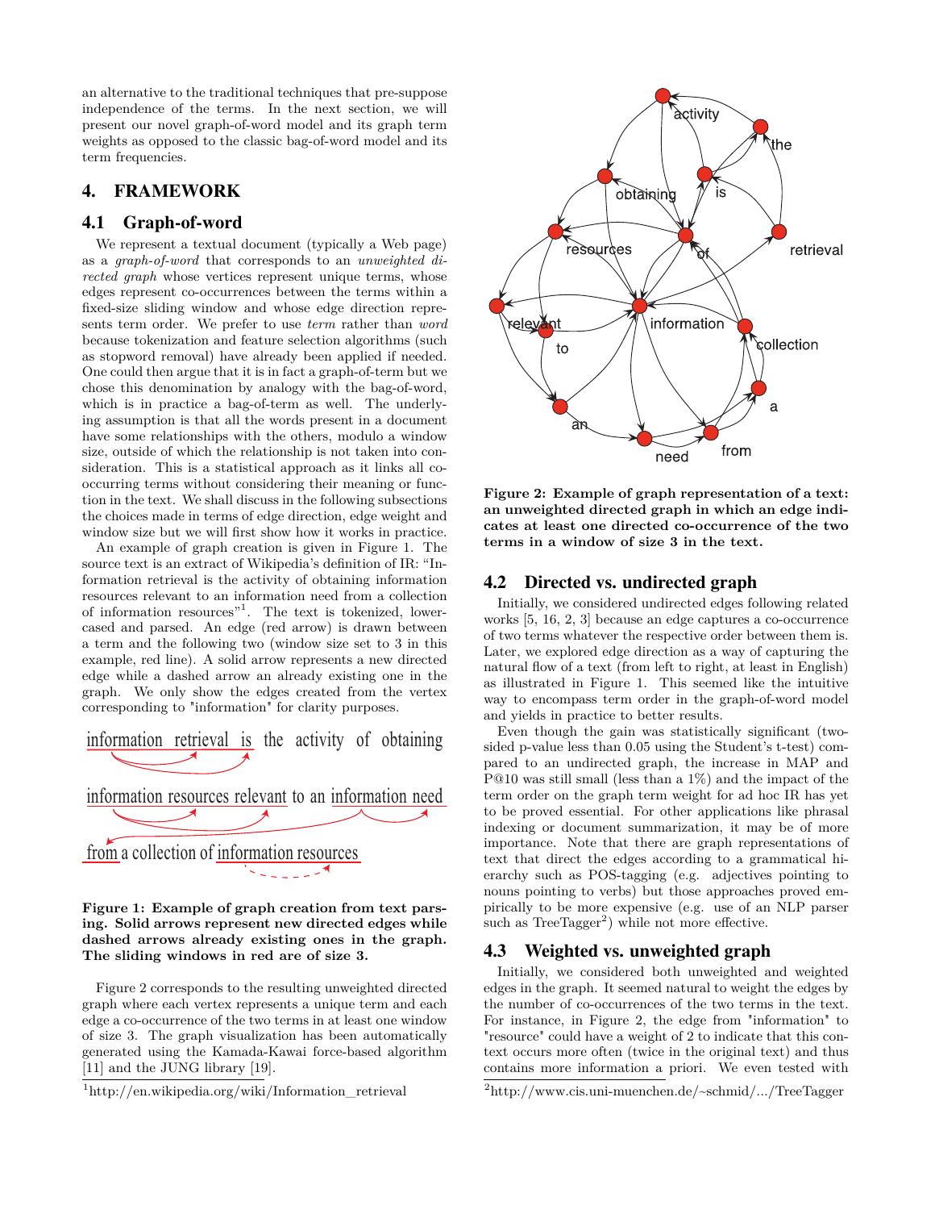an alternative to the traditional techniques that pre-suppose independence of the terms. In the next section, we will present our novel graph-of-word model and its graph term weights as opposed to the classic bag-of-word model and its term frequencies.

## 4. FRAMEWORK

### 4.1 Graph-of-word

We represent a textual document (typically a Web page) as a *graph-of-word* that corresponds to an *unweighted directed graph* whose vertices represent unique terms, whose edges represent co-occurrences between the terms within a fixed-size sliding window and whose edge direction represents term order. We prefer to use *term* rather than *word* because tokenization and feature selection algorithms (such as stopword removal) have already been applied if needed. One could then argue that it is in fact a graph-of-term but we chose this denomination by analogy with the bag-of-word, which is in practice a bag-of-term as well. The underlying assumption is that all the words present in a document have some relationships with the others, modulo a window size, outside of which the relationship is not taken into consideration. This is a statistical approach as it links all co-occurring terms without considering their meaning or function in the text. We shall discuss in the following subsections the choices made in terms of edge direction, edge weight and window size but we will first show how it works in practice.

An example of graph creation is given in Figure 1. The source text is an extract of Wikipedia's definition of IR: "Information retrieval is the activity of obtaining information resources relevant to an information need from a collection of information resources"[1]. The text is tokenized, lowercased and parsed. An edge (red arrow) is drawn between a term and the following two (window size set to 3 in this example, red line). A solid arrow represents a new directed edge while a dashed arrow an already existing one in the graph. We only show the edges created from the vertex corresponding to "information" for clarity purposes.

information retrieval is the activity of obtaining

information resources relevant to an information need

from a collection of information resources

**Figure 1: Example of graph creation from text parsing. Solid arrows represent new directed edges while dashed arrows already existing ones in the graph. The sliding windows in red are of size 3.**

Figure 2 corresponds to the resulting unweighted directed graph where each vertex represents a unique term and each edge a co-occurrence of the two terms in at least one window of size 3. The graph visualization has been automatically generated using the Kamada-Kawai force-based algorithm [11] and the JUNG library [19].

activity
the
obtaining
is
resources
of
retrieval
relevant
information
to
collection
a
an
need
from

**Figure 2: Example of graph representation of a text: an unweighted directed graph in which an edge indicates at least one directed co-occurrence of the two terms in a window of size 3 in the text.**

### 4.2 Directed vs. undirected graph

Initially, we considered undirected edges following related works [5, 16, 2, 3] because an edge captures a co-occurrence of two terms whatever the respective order between them is. Later, we explored edge direction as a way of capturing the natural flow of a text (from left to right, at least in English) as illustrated in Figure 1. This seemed like the intuitive way to encompass term order in the graph-of-word model and yields in practice to better results.

Even though the gain was statistically significant (two-sided p-value less than 0.05 using the Student's t-test) compared to an undirected graph, the increase in MAP and P@10 was still small (less than a 1%) and the impact of the term order on the graph term weight for ad hoc IR has yet to be proved essential. For other applications like phrasal indexing or document summarization, it may be of more importance. Note that there are graph representations of text that direct the edges according to a grammatical hierarchy such as POS-tagging (e.g. adjectives pointing to nouns pointing to verbs) but those approaches proved empirically to be more expensive (e.g. use of an NLP parser such as TreeTagger[2]) while not more effective.

### 4.3 Weighted vs. unweighted graph

Initially, we considered both unweighted and weighted edges in the graph. It seemed natural to weight the edges by the number of co-occurrences of the two terms in the text. For instance, in Figure 2, the edge from "information" to "resource" could have a weight of 2 to indicate that this context occurs more often (twice in the original text) and thus contains more information a priori. We even tested with

[1] http://en.wikipedia.org/wiki/Information_retrieval

[2] http://www.cis.uni-muenchen.de/~schmid/.../TreeTagger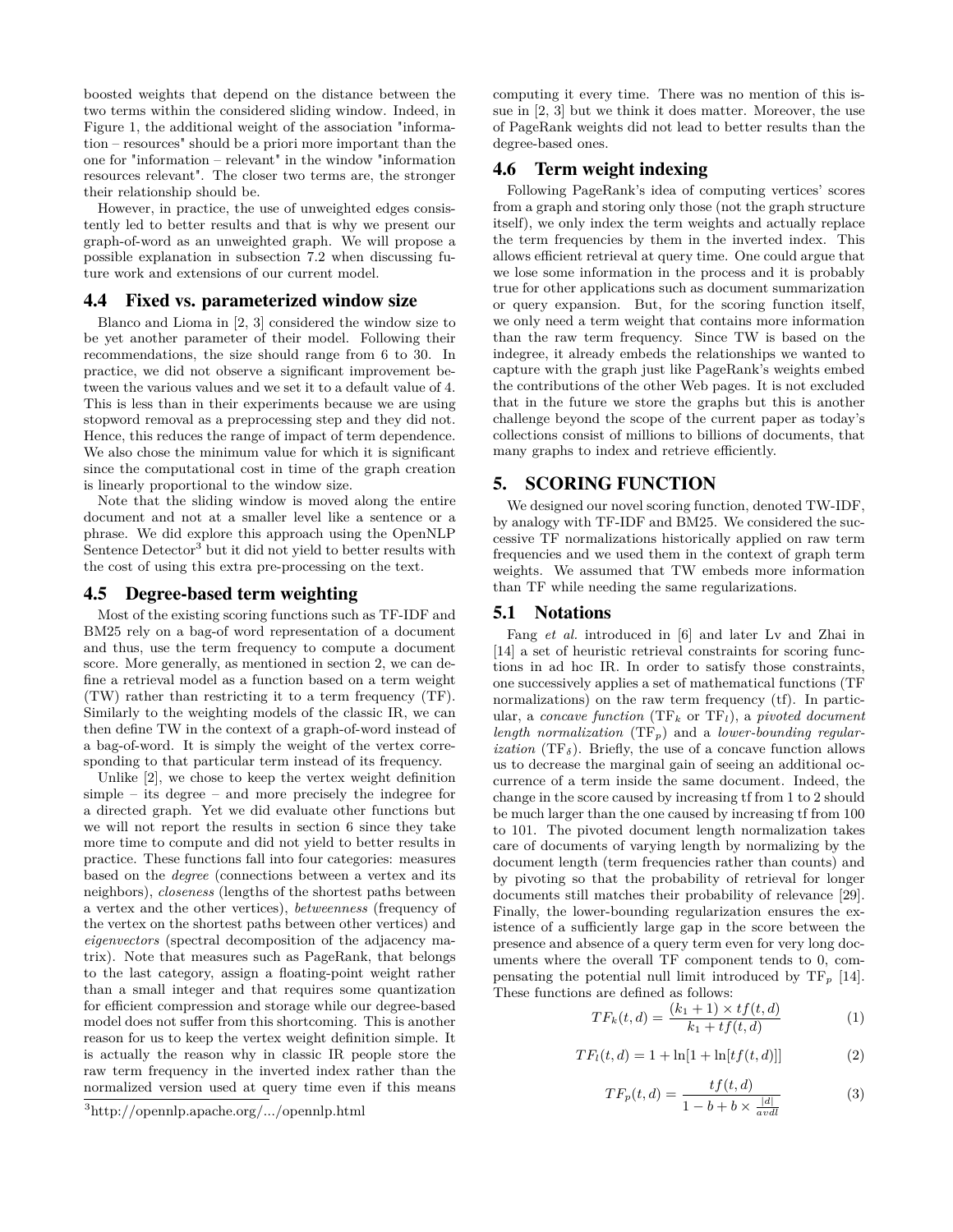boosted weights that depend on the distance between the two terms within the considered sliding window. Indeed, in Figure 1, the additional weight of the association "information – resources" should be a priori more important than the one for "information – relevant" in the window "information resources relevant". The closer two terms are, the stronger their relationship should be.

However, in practice, the use of unweighted edges consistently led to better results and that is why we present our graph-of-word as an unweighted graph. We will propose a possible explanation in subsection 7.2 when discussing future work and extensions of our current model.

## 4.4 Fixed vs. parameterized window size

Blanco and Lioma in [2, 3] considered the window size to be yet another parameter of their model. Following their recommendations, the size should range from 6 to 30. In practice, we did not observe a significant improvement between the various values and we set it to a default value of 4. This is less than in their experiments because we are using stopword removal as a preprocessing step and they did not. Hence, this reduces the range of impact of term dependence. We also chose the minimum value for which it is significant since the computational cost in time of the graph creation is linearly proportional to the window size.

Note that the sliding window is moved along the entire document and not at a smaller level like a sentence or a phrase. We did explore this approach using the OpenNLP Sentence Detector[3] but it did not yield to better results with the cost of using this extra pre-processing on the text.

## 4.5 Degree-based term weighting

Most of the existing scoring functions such as TF-IDF and BM25 rely on a bag-of word representation of a document and thus, use the term frequency to compute a document score. More generally, as mentioned in section 2, we can define a retrieval model as a function based on a term weight (TW) rather than restricting it to a term frequency (TF). Similarly to the weighting models of the classic IR, we can then define TW in the context of a graph-of-word instead of a bag-of-word. It is simply the weight of the vertex corresponding to that particular term instead of its frequency.

Unlike [2], we chose to keep the vertex weight definition simple – its degree – and more precisely the indegree for a directed graph. Yet we did evaluate other functions but we will not report the results in section 6 since they take more time to compute and did not yield to better results in practice. These functions fall into four categories: measures based on the *degree* (connections between a vertex and its neighbors), *closeness* (lengths of the shortest paths between a vertex and the other vertices), *betweenness* (frequency of the vertex on the shortest paths between other vertices) and *eigenvectors* (spectral decomposition of the adjacency matrix). Note that measures such as PageRank, that belongs to the last category, assign a floating-point weight rather than a small integer and that requires some quantization for efficient compression and storage while our degree-based model does not suffer from this shortcoming. This is another reason for us to keep the vertex weight definition simple. It is actually the reason why in classic IR people store the raw term frequency in the inverted index rather than the normalized version used at query time even if this means computing it every time. There was no mention of this issue in [2, 3] but we think it does matter. Moreover, the use of PageRank weights did not lead to better results than the degree-based ones.

## 4.6 Term weight indexing

Following PageRank's idea of computing vertices' scores from a graph and storing only those (not the graph structure itself), we only index the term weights and actually replace the term frequencies by them in the inverted index. This allows efficient retrieval at query time. One could argue that we lose some information in the process and it is probably true for other applications such as document summarization or query expansion. But, for the scoring function itself, we only need a term weight that contains more information than the raw term frequency. Since TW is based on the indegree, it already embeds the relationships we wanted to capture with the graph just like PageRank's weights embed the contributions of the other Web pages. It is not excluded that in the future we store the graphs but this is another challenge beyond the scope of the current paper as today's collections consist of millions to billions of documents, that many graphs to index and retrieve efficiently.

# 5. SCORING FUNCTION

We designed our novel scoring function, denoted TW-IDF, by analogy with TF-IDF and BM25. We considered the successive TF normalizations historically applied on raw term frequencies and we used them in the context of graph term weights. We assumed that TW embeds more information than TF while needing the same regularizations.

## 5.1 Notations

Fang *et al.* introduced in [6] and later Lv and Zhai in [14] a set of heuristic retrieval constraints for scoring functions in ad hoc IR. In order to satisfy those constraints, one successively applies a set of mathematical functions (TF normalizations) on the raw term frequency (tf). In particular, a *concave function* ($\text{TF}_k$ or $\text{TF}_l$), a *pivoted document length normalization* ($\text{TF}_p$) and a *lower-bounding regularization* ($\text{TF}_\delta$). Briefly, the use of a concave function allows us to decrease the marginal gain of seeing an additional occurrence of a term inside the same document. Indeed, the change in the score caused by increasing tf from 1 to 2 should be much larger than the one caused by increasing tf from 100 to 101. The pivoted document length normalization takes care of documents of varying length by normalizing by the document length (term frequencies rather than counts) and by pivoting so that the probability of retrieval for longer documents still matches their probability of relevance [29]. Finally, the lower-bounding regularization ensures the existence of a sufficiently large gap in the score between the presence and absence of a query term even for very long documents where the overall TF component tends to 0, compensating the potential null limit introduced by $\text{TF}_p$ [14]. These functions are defined as follows:

$$TF_k(t,d) = \frac{(k_1 + 1) \times tf(t,d)}{k_1 + tf(t,d)} \tag{1}$$

$$TF_l(t,d) = 1 + \ln[1 + \ln[tf(t,d)]] \tag{2}$$

$$TF_p(t,d) = \frac{tf(t,d)}{1 - b + b \times \frac{|d|}{avdl}} \tag{3}$$

[3] http://opennlp.apache.org/.../opennlp.html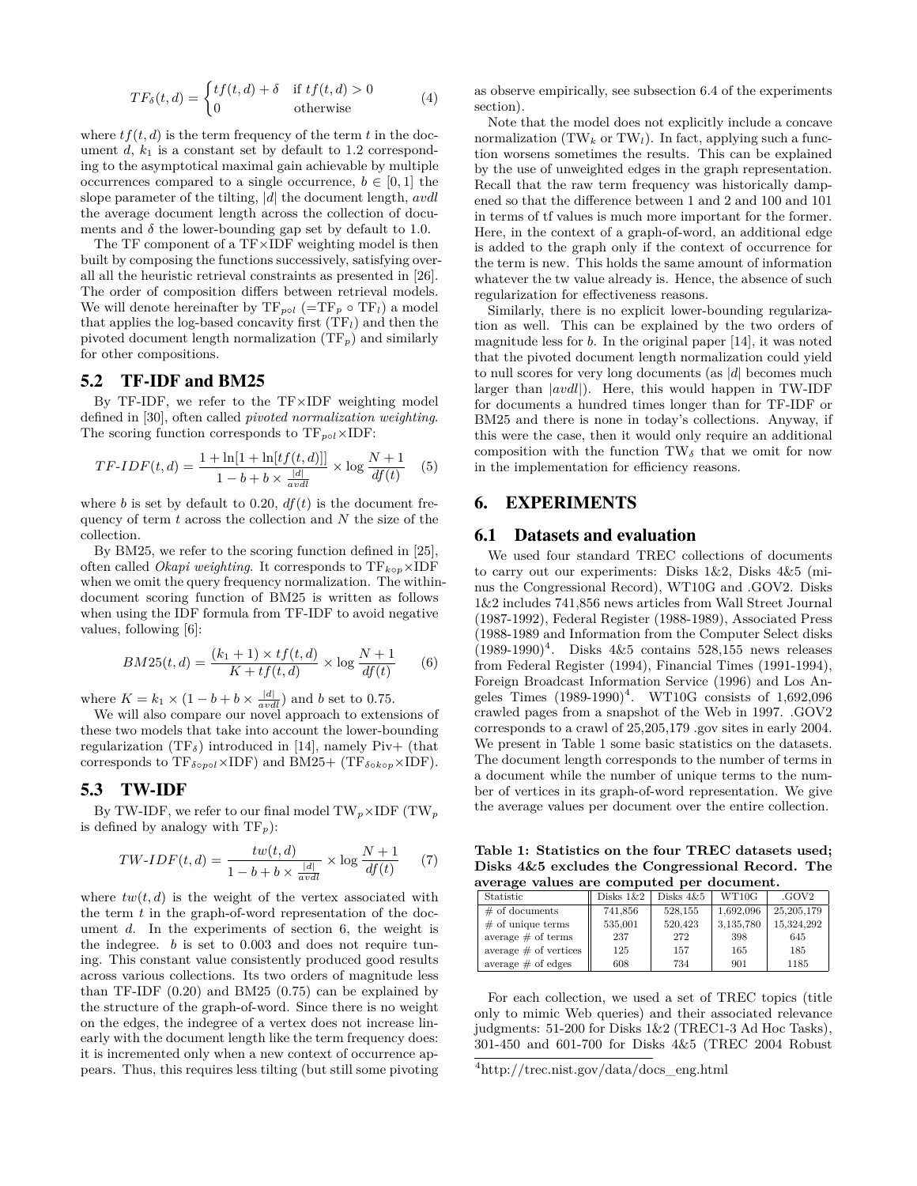$$TF_\delta(t,d) = \begin{cases} tf(t,d) + \delta & \text{if } tf(t,d) > 0 \\ 0 & \text{otherwise} \end{cases} \quad (4)$$

where $tf(t,d)$ is the term frequency of the term $t$ in the document $d$, $k_1$ is a constant set by default to 1.2 corresponding to the asymptotical maximal gain achievable by multiple occurrences compared to a single occurrence, $b \in [0,1]$ the slope parameter of the tilting, $|d|$ the document length, $avdl$ the average document length across the collection of documents and $\delta$ the lower-bounding gap set by default to 1.0.

The TF component of a TF×IDF weighting model is then built by composing the functions successively, satisfying overall all the heuristic retrieval constraints as presented in [26]. The order of composition differs between retrieval models. We will denote hereinafter by $\text{TF}_{p \circ l}$ ($=\text{TF}_p \circ \text{TF}_l$) a model that applies the log-based concavity first ($\text{TF}_l$) and then the pivoted document length normalization ($\text{TF}_p$) and similarly for other compositions.

## 5.2 TF-IDF and BM25

By TF-IDF, we refer to the TF×IDF weighting model defined in [30], often called *pivoted normalization weighting*. The scoring function corresponds to $\text{TF}_{p \circ l}$×IDF:

$$TF\text{-}IDF(t,d) = \frac{1 + \ln[1 + \ln[tf(t,d)]]}{1 - b + b \times \frac{|d|}{avdl}} \times \log \frac{N+1}{df(t)} \quad (5)$$

where $b$ is set by default to 0.20, $df(t)$ is the document frequency of term $t$ across the collection and $N$ the size of the collection.

By BM25, we refer to the scoring function defined in [25], often called *Okapi weighting*. It corresponds to $\text{TF}_{k \circ p}$×IDF when we omit the query frequency normalization. The within-document scoring function of BM25 is written as follows when using the IDF formula from TF-IDF to avoid negative values, following [6]:

$$BM25(t,d) = \frac{(k_1 + 1) \times tf(t,d)}{K + tf(t,d)} \times \log \frac{N+1}{df(t)} \quad (6)$$

where $K = k_1 \times (1 - b + b \times \frac{|d|}{avdl})$ and $b$ set to 0.75.

We will also compare our novel approach to extensions of these two models that take into account the lower-bounding regularization ($\text{TF}_\delta$) introduced in [14], namely Piv+ (that corresponds to $\text{TF}_{\delta \circ p \circ l}$×IDF) and BM25+ ($\text{TF}_{\delta \circ k \circ p}$×IDF).

## 5.3 TW-IDF

By TW-IDF, we refer to our final model $\text{TW}_p$×IDF ($\text{TW}_p$ is defined by analogy with $\text{TF}_p$):

$$TW\text{-}IDF(t,d) = \frac{tw(t,d)}{1 - b + b \times \frac{|d|}{avdl}} \times \log \frac{N+1}{df(t)} \quad (7)$$

where $tw(t,d)$ is the weight of the vertex associated with the term $t$ in the graph-of-word representation of the document $d$. In the experiments of section 6, the weight is the indegree. $b$ is set to 0.003 and does not require tuning. This constant value consistently produced good results across various collections. Its two orders of magnitude less than TF-IDF (0.20) and BM25 (0.75) can be explained by the structure of the graph-of-word. Since there is no weight on the edges, the indegree of a vertex does not increase linearly with the document length like the term frequency does: it is incremented only when a new context of occurrence appears. Thus, this requires less tilting (but still some pivoting as observe empirically, see subsection 6.4 of the experiments section).

Note that the model does not explicitly include a concave normalization ($\text{TW}_k$ or $\text{TW}_l$). In fact, applying such a function worsens sometimes the results. This can be explained by the use of unweighted edges in the graph representation. Recall that the raw term frequency was historically dampened so that the difference between 1 and 2 and 100 and 101 in terms of tf values is much more important for the former. Here, in the context of a graph-of-word, an additional edge is added to the graph only if the context of occurrence for the term is new. This holds the same amount of information whatever the tw value already is. Hence, the absence of such regularization for effectiveness reasons.

Similarly, there is no explicit lower-bounding regularization as well. This can be explained by the two orders of magnitude less for $b$. In the original paper [14], it was noted that the pivoted document length normalization could yield to null scores for very long documents (as $|d|$ becomes much larger than $|avdl|$). Here, this would happen in TW-IDF for documents a hundred times longer than for TF-IDF or BM25 and there is none in today's collections. Anyway, if this were the case, then it would only require an additional composition with the function $\text{TW}_\delta$ that we omit for now in the implementation for efficiency reasons.

# 6. EXPERIMENTS

## 6.1 Datasets and evaluation

We used four standard TREC collections of documents to carry out our experiments: Disks 1&2, Disks 4&5 (minus the Congressional Record), WT10G and .GOV2. Disks 1&2 includes 741,856 news articles from Wall Street Journal (1987-1992), Federal Register (1988-1989), Associated Press (1988-1989 and Information from the Computer Select disks (1989-1990)[4]. Disks 4&5 contains 528,155 news releases from Federal Register (1994), Financial Times (1991-1994), Foreign Broadcast Information Service (1996) and Los Angeles Times (1989-1990)[4]. WT10G consists of 1,692,096 crawled pages from a snapshot of the Web in 1997. .GOV2 corresponds to a crawl of 25,205,179 .gov sites in early 2004. We present in Table 1 some basic statistics on the datasets. The document length corresponds to the number of terms in a document while the number of unique terms to the number of vertices in its graph-of-word representation. We give the average values per document over the entire collection.

**Table 1: Statistics on the four TREC datasets used; Disks 4&5 excludes the Congressional Record. The average values are computed per document.**

| Statistic | Disks 1&2 | Disks 4&5 | WT10G | .GOV2 |
|---|---|---|---|---|
| # of documents | 741,856 | 528,155 | 1,692,096 | 25,205,179 |
| # of unique terms | 535,001 | 520,423 | 3,135,780 | 15,324,292 |
| average # of terms | 237 | 272 | 398 | 645 |
| average # of vertices | 125 | 157 | 165 | 185 |
| average # of edges | 608 | 734 | 901 | 1185 |

For each collection, we used a set of TREC topics (title only to mimic Web queries) and their associated relevance judgments: 51-200 for Disks 1&2 (TREC1-3 Ad Hoc Tasks), 301-450 and 601-700 for Disks 4&5 (TREC 2004 Robust

[4]http://trec.nist.gov/data/docs_eng.html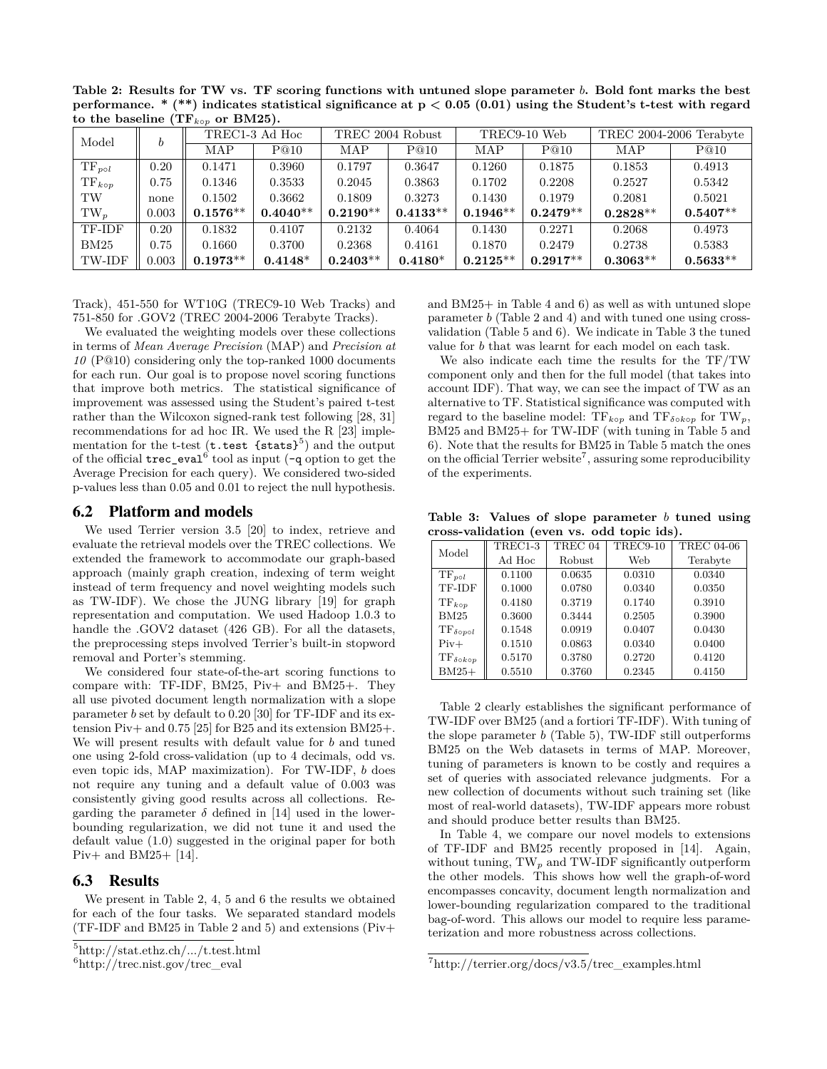**Table 2: Results for TW vs. TF scoring functions with untuned slope parameter $b$. Bold font marks the best performance. * (**) indicates statistical significance at p < 0.05 (0.01) using the Student's t-test with regard to the baseline ($TF_{k \circ p}$ or BM25).**

| Model | $b$ | TREC1-3 Ad Hoc | | TREC 2004 Robust | | TREC9-10 Web | | TREC 2004-2006 Terabyte | |
|---|---|---|---|---|---|---|---|---|---|
| | | MAP | P@10 | MAP | P@10 | MAP | P@10 | MAP | P@10 |
| $TF_{p \circ l}$ | 0.20 | 0.1471 | 0.3960 | 0.1797 | 0.3647 | 0.1260 | 0.1875 | 0.1853 | 0.4913 |
| $TF_{k \circ p}$ | 0.75 | 0.1346 | 0.3533 | 0.2045 | 0.3863 | 0.1702 | 0.2208 | 0.2527 | 0.5342 |
| TW | none | 0.1502 | 0.3662 | 0.1809 | 0.3273 | 0.1430 | 0.1979 | 0.2081 | 0.5021 |
| $TW_p$ | 0.003 | **0.1576**** | **0.4040**** | **0.2190**** | **0.4133**** | **0.1946**** | **0.2479**** | **0.2828**** | **0.5407**** |
| TF-IDF | 0.20 | 0.1832 | 0.4107 | 0.2132 | 0.4064 | 0.1430 | 0.2271 | 0.2068 | 0.4973 |
| BM25 | 0.75 | 0.1660 | 0.3700 | 0.2368 | 0.4161 | 0.1870 | 0.2479 | 0.2738 | 0.5383 |
| TW-IDF | 0.003 | **0.1973**** | **0.4148*** | **0.2403**** | **0.4180*** | **0.2125**** | **0.2917**** | **0.3063**** | **0.5633**** |

Track), 451-550 for WT10G (TREC9-10 Web Tracks) and 751-850 for .GOV2 (TREC 2004-2006 Terabyte Tracks).

We evaluated the weighting models over these collections in terms of *Mean Average Precision* (MAP) and *Precision at 10* (P@10) considering only the top-ranked 1000 documents for each run. Our goal is to propose novel scoring functions that improve both metrics. The statistical significance of improvement was assessed using the Student's paired t-test rather than the Wilcoxon signed-rank test following [28, 31] recommendations for ad hoc IR. We used the R [23] implementation for the t-test (`t.test {stats}`[5]) and the output of the official `trec_eval`[6] tool as input (`-q` option to get the Average Precision for each query). We considered two-sided p-values less than 0.05 and 0.01 to reject the null hypothesis.

## 6.2 Platform and models

We used Terrier version 3.5 [20] to index, retrieve and evaluate the retrieval models over the TREC collections. We extended the framework to accommodate our graph-based approach (mainly graph creation, indexing of term weight instead of term frequency and novel weighting models such as TW-IDF). We chose the JUNG library [19] for graph representation and computation. We used Hadoop 1.0.3 to handle the .GOV2 dataset (426 GB). For all the datasets, the preprocessing steps involved Terrier's built-in stopword removal and Porter's stemming.

We considered four state-of-the-art scoring functions to compare with: TF-IDF, BM25, Piv+ and BM25+. They all use pivoted document length normalization with a slope parameter $b$ set by default to 0.20 [30] for TF-IDF and its extension Piv+ and 0.75 [25] for B25 and its extension BM25+. We will present results with default value for $b$ and tuned one using 2-fold cross-validation (up to 4 decimals, odd vs. even topic ids, MAP maximization). For TW-IDF, $b$ does not require any tuning and a default value of 0.003 was consistently giving good results across all collections. Regarding the parameter $\delta$ defined in [14] used in the lower-bounding regularization, we did not tune it and used the default value (1.0) suggested in the original paper for both Piv+ and BM25+ [14].

## 6.3 Results

We present in Table 2, 4, 5 and 6 the results we obtained for each of the four tasks. We separated standard models (TF-IDF and BM25 in Table 2 and 5) and extensions (Piv+ and BM25+ in Table 4 and 6) as well as with untuned slope parameter $b$ (Table 2 and 4) and with tuned one using cross-validation (Table 5 and 6). We indicate in Table 3 the tuned value for $b$ that was learnt for each model on each task.

We also indicate each time the results for the TF/TW component only and then for the full model (that takes into account IDF). That way, we can see the impact of TW as an alternative to TF. Statistical significance was computed with regard to the baseline model: $TF_{k \circ p}$ and $TF_{\delta \circ k \circ p}$ for $TW_p$, BM25 and BM25+ for TW-IDF (with tuning in Table 5 and 6). Note that the results for BM25 in Table 5 match the ones on the official Terrier website[7], assuring some reproducibility of the experiments.

**Table 3: Values of slope parameter $b$ tuned using cross-validation (even vs. odd topic ids).**

| Model | TREC1-3 Ad Hoc | TREC 04 Robust | TREC9-10 Web | TREC 04-06 Terabyte |
|---|---|---|---|---|
| $TF_{p \circ l}$ | 0.1100 | 0.0635 | 0.0310 | 0.0340 |
| TF-IDF | 0.1000 | 0.0780 | 0.0340 | 0.0350 |
| $TF_{k \circ p}$ | 0.4180 | 0.3719 | 0.1740 | 0.3910 |
| BM25 | 0.3600 | 0.3444 | 0.2505 | 0.3900 |
| $TF_{\delta \circ p \circ l}$ | 0.1548 | 0.0919 | 0.0407 | 0.0430 |
| Piv+ | 0.1510 | 0.0863 | 0.0340 | 0.0400 |
| $TF_{\delta \circ k \circ p}$ | 0.5170 | 0.3780 | 0.2720 | 0.4120 |
| BM25+ | 0.5510 | 0.3760 | 0.2345 | 0.4150 |

Table 2 clearly establishes the significant performance of TW-IDF over BM25 (and a fortiori TF-IDF). With tuning of the slope parameter $b$ (Table 5), TW-IDF still outperforms BM25 on the Web datasets in terms of MAP. Moreover, tuning of parameters is known to be costly and requires a set of queries with associated relevance judgments. For a new collection of documents without such training set (like most of real-world datasets), TW-IDF appears more robust and should produce better results than BM25.

In Table 4, we compare our novel models to extensions of TF-IDF and BM25 recently proposed in [14]. Again, without tuning, $TW_p$ and TW-IDF significantly outperform the other models. This shows how well the graph-of-word encompasses concavity, document length normalization and lower-bounding regularization compared to the traditional bag-of-word. This allows our model to require less parameterization and more robustness across collections.

[5] http://stat.ethz.ch/.../t.test.html
[6] http://trec.nist.gov/trec_eval
[7] http://terrier.org/docs/v3.5/trec_examples.html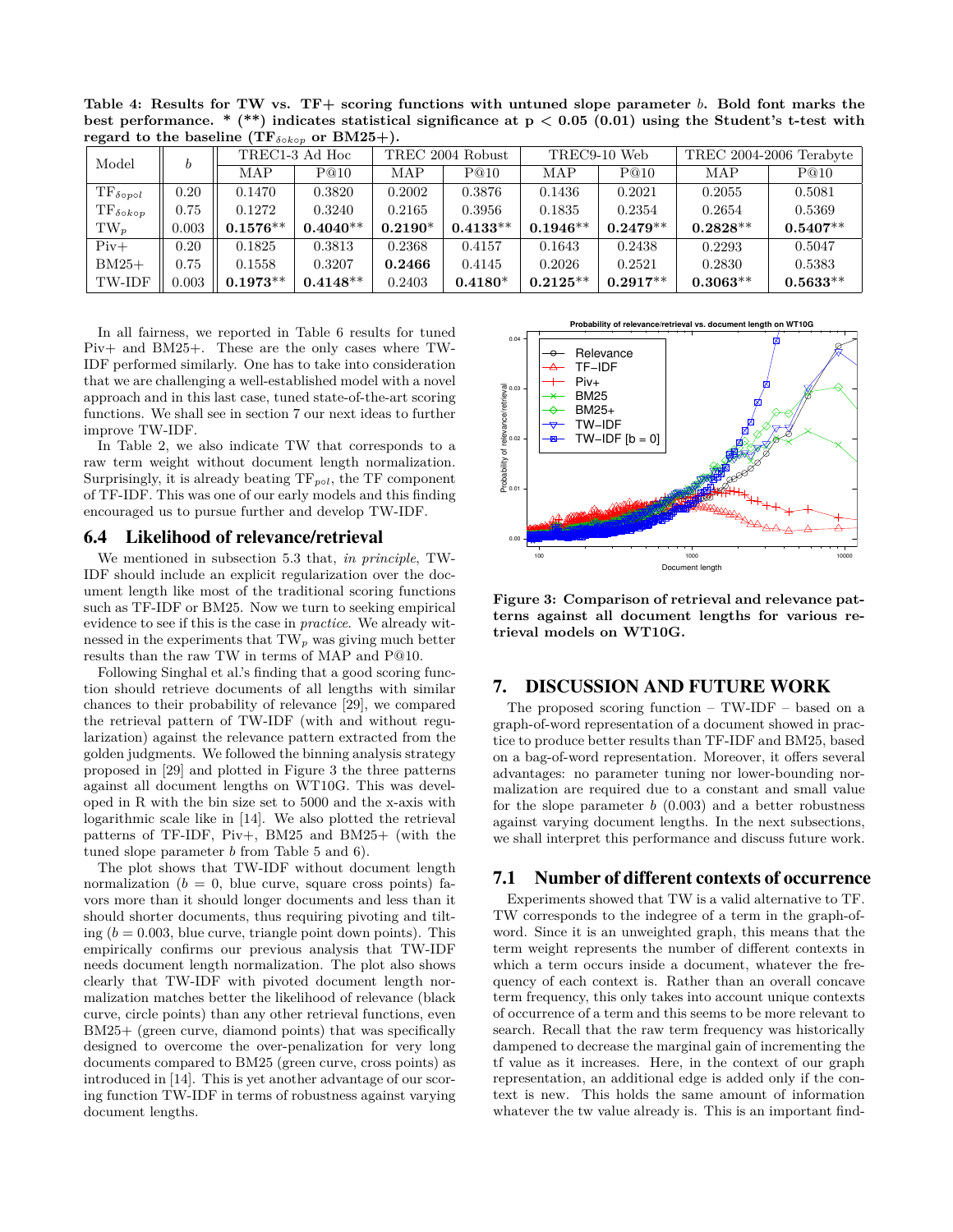**Table 4: Results for TW vs. TF+ scoring functions with untuned slope parameter $b$. Bold font marks the best performance. * (**) indicates statistical significance at $p < 0.05$ (0.01) using the Student's t-test with regard to the baseline ($TF_{\delta \circ k \circ p}$ or BM25+).**

| Model | $b$ | TREC1-3 Ad Hoc | | TREC 2004 Robust | | TREC9-10 Web | | TREC 2004-2006 Terabyte | |
|---|---|---|---|---|---|---|---|---|---|
| | | MAP | P@10 | MAP | P@10 | MAP | P@10 | MAP | P@10 |
| $TF_{\delta \circ p \circ l}$ | 0.20 | 0.1470 | 0.3820 | 0.2002 | 0.3876 | 0.1436 | 0.2021 | 0.2055 | 0.5081 |
| $TF_{\delta \circ k \circ p}$ | 0.75 | 0.1272 | 0.3240 | 0.2165 | 0.3956 | 0.1835 | 0.2354 | 0.2654 | 0.5369 |
| $TW_p$ | 0.003 | **0.1576**** | **0.4040**** | **0.2190*** | **0.4133**** | **0.1946**** | **0.2479**** | **0.2828**** | **0.5407**** |
| Piv+ | 0.20 | 0.1825 | 0.3813 | 0.2368 | 0.4157 | 0.1643 | 0.2438 | 0.2293 | 0.5047 |
| BM25+ | 0.75 | 0.1558 | 0.3207 | **0.2466** | 0.4145 | 0.2026 | 0.2521 | 0.2830 | 0.5383 |
| TW-IDF | 0.003 | **0.1973**** | **0.4148**** | 0.2403 | **0.4180*** | **0.2125**** | **0.2917**** | **0.3063**** | **0.5633**** |

In all fairness, we reported in Table 6 results for tuned Piv+ and BM25+. These are the only cases where TW-IDF performed similarly. One has to take into consideration that we are challenging a well-established model with a novel approach and in this last case, tuned state-of-the-art scoring functions. We shall see in section 7 our next ideas to further improve TW-IDF.

In Table 2, we also indicate TW that corresponds to a raw term weight without document length normalization. Surprisingly, it is already beating $TF_{pol}$, the TF component of TF-IDF. This was one of our early models and this finding encouraged us to pursue further and develop TW-IDF.

## 6.4 Likelihood of relevance/retrieval

We mentioned in subsection 5.3 that, *in principle*, TW-IDF should include an explicit regularization over the document length like most of the traditional scoring functions such as TF-IDF or BM25. Now we turn to seeking empirical evidence to see if this is the case in *practice*. We already witnessed in the experiments that $TW_p$ was giving much better results than the raw TW in terms of MAP and P@10.

Following Singhal et al.'s finding that a good scoring function should retrieve documents of all lengths with similar chances to their probability of relevance [29], we compared the retrieval pattern of TW-IDF (with and without regularization) against the relevance pattern extracted from the golden judgments. We followed the binning analysis strategy proposed in [29] and plotted in Figure 3 the three patterns against all document lengths on WT10G. This was developed in R with the bin size set to 5000 and the x-axis with logarithmic scale like in [14]. We also plotted the retrieval patterns of TF-IDF, Piv+, BM25 and BM25+ (with the tuned slope parameter $b$ from Table 5 and 6).

The plot shows that TW-IDF without document length normalization ($b = 0$, blue curve, square cross points) favors more than it should longer documents and less than it should shorter documents, thus requiring pivoting and tilting ($b = 0.003$, blue curve, triangle point down points). This empirically confirms our previous analysis that TW-IDF needs document length normalization. The plot also shows clearly that TW-IDF with pivoted document length normalization matches better the likelihood of relevance (black curve, circle points) than any other retrieval functions, even BM25+ (green curve, diamond points) that was specifically designed to overcome the over-penalization for very long documents compared to BM25 (green curve, cross points) as introduced in [14]. This is yet another advantage of our scoring function TW-IDF in terms of robustness against varying document lengths.

**Figure 3: Comparison of retrieval and relevance patterns against all document lengths for various retrieval models on WT10G.**

# 7. DISCUSSION AND FUTURE WORK

The proposed scoring function – TW-IDF – based on a graph-of-word representation of a document showed in practice to produce better results than TF-IDF and BM25, based on a bag-of-word representation. Moreover, it offers several advantages: no parameter tuning nor lower-bounding normalization are required due to a constant and small value for the slope parameter $b$ (0.003) and a better robustness against varying document lengths. In the next subsections, we shall interpret this performance and discuss future work.

## 7.1 Number of different contexts of occurrence

Experiments showed that TW is a valid alternative to TF. TW corresponds to the indegree of a term in the graph-of-word. Since it is an unweighted graph, this means that the term weight represents the number of different contexts in which a term occurs inside a document, whatever the frequency of each context is. Rather than an overall concave term frequency, this only takes into account unique contexts of occurrence of a term and this seems to be more relevant to search. Recall that the raw term frequency was historically dampened to decrease the marginal gain of incrementing the tf value as it increases. Here, in the context of our graph representation, an additional edge is added only if the context is new. This holds the same amount of information whatever the tw value already is. This is an important find-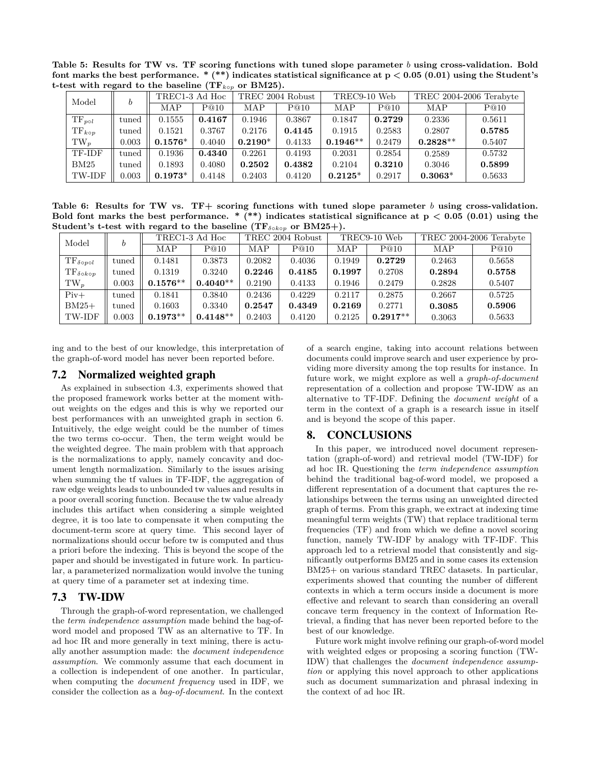**Table 5: Results for TW vs. TF scoring functions with tuned slope parameter $b$ using cross-validation. Bold font marks the best performance. * (**) indicates statistical significance at p < 0.05 (0.01) using the Student's t-test with regard to the baseline ($\text{TF}_{k\circ p}$ or BM25).**

| Model | $b$ | TREC1-3 Ad Hoc | | TREC 2004 Robust | | TREC9-10 Web | | TREC 2004-2006 Terabyte | |
|---|---|---|---|---|---|---|---|---|---|
| | | MAP | P@10 | MAP | P@10 | MAP | P@10 | MAP | P@10 |
| $\text{TF}_{p\circ l}$ | tuned | 0.1555 | **0.4167** | 0.1946 | 0.3867 | 0.1847 | **0.2729** | 0.2336 | 0.5611 |
| $\text{TF}_{k\circ p}$ | tuned | 0.1521 | 0.3767 | 0.2176 | **0.4145** | 0.1915 | 0.2583 | 0.2807 | **0.5785** |
| $\text{TW}_p$ | 0.003 | **0.1576*** | 0.4040 | **0.2190*** | 0.4133 | **0.1946**** | 0.2479 | **0.2828**** | 0.5407 |
| TF-IDF | tuned | 0.1936 | **0.4340** | 0.2261 | 0.4193 | 0.2031 | 0.2854 | 0.2589 | 0.5732 |
| BM25 | tuned | 0.1893 | 0.4080 | **0.2502** | **0.4382** | 0.2104 | **0.3210** | 0.3046 | **0.5899** |
| TW-IDF | 0.003 | **0.1973*** | 0.4148 | 0.2403 | 0.4120 | **0.2125*** | 0.2917 | **0.3063*** | 0.5633 |

**Table 6: Results for TW vs. TF+ scoring functions with tuned slope parameter $b$ using cross-validation. Bold font marks the best performance. * (**) indicates statistical significance at p < 0.05 (0.01) using the Student's t-test with regard to the baseline ($\text{TF}_{\delta\circ k\circ p}$ or BM25+).**

| Model | $b$ | TREC1-3 Ad Hoc | | TREC 2004 Robust | | TREC9-10 Web | | TREC 2004-2006 Terabyte | |
|---|---|---|---|---|---|---|---|---|---|
| | | MAP | P@10 | MAP | P@10 | MAP | P@10 | MAP | P@10 |
| $\text{TF}_{\delta\circ p\circ l}$ | tuned | 0.1481 | 0.3873 | 0.2082 | 0.4036 | 0.1949 | **0.2729** | 0.2463 | 0.5658 |
| $\text{TF}_{\delta\circ k\circ p}$ | tuned | 0.1319 | 0.3240 | **0.2246** | **0.4185** | **0.1997** | 0.2708 | **0.2894** | **0.5758** |
| $\text{TW}_p$ | 0.003 | **0.1576**** | **0.4040**** | 0.2190 | 0.4133 | 0.1946 | 0.2479 | 0.2828 | 0.5407 |
| Piv+ | tuned | 0.1841 | 0.3840 | 0.2436 | 0.4229 | 0.2117 | 0.2875 | 0.2667 | 0.5725 |
| BM25+ | tuned | 0.1603 | 0.3340 | **0.2547** | **0.4349** | **0.2169** | 0.2771 | **0.3085** | **0.5906** |
| TW-IDF | 0.003 | **0.1973**** | **0.4148**** | 0.2403 | 0.4120 | 0.2125 | **0.2917**** | 0.3063 | 0.5633 |

ing and to the best of our knowledge, this interpretation of the graph-of-word model has never been reported before.

## 7.2 Normalized weighted graph

As explained in subsection 4.3, experiments showed that the proposed framework works better at the moment without weights on the edges and this is why we reported our best performances with an unweighted graph in section 6. Intuitively, the edge weight could be the number of times the two terms co-occur. Then, the term weight would be the weighted degree. The main problem with that approach is the normalizations to apply, namely concavity and document length normalization. Similarly to the issues arising when summing the tf values in TF-IDF, the aggregation of raw edge weights leads to unbounded tw values and results in a poor overall scoring function. Because the tw value already includes this artifact when considering a simple weighted degree, it is too late to compensate it when computing the document-term score at query time. This second layer of normalizations should occur before tw is computed and thus a priori before the indexing. This is beyond the scope of the paper and should be investigated in future work. In particular, a parameterized normalization would involve the tuning at query time of a parameter set at indexing time.

## 7.3 TW-IDW

Through the graph-of-word representation, we challenged the *term independence assumption* made behind the bag-of-word model and proposed TW as an alternative to TF. In ad hoc IR and more generally in text mining, there is actually another assumption made: the *document independence assumption*. We commonly assume that each document in a collection is independent of one another. In particular, when computing the *document frequency* used in IDF, we consider the collection as a *bag-of-document*. In the context of a search engine, taking into account relations between documents could improve search and user experience by providing more diversity among the top results for instance. In future work, we might explore as well a *graph-of-document* representation of a collection and propose TW-IDW as an alternative to TF-IDF. Defining the *document weight* of a term in the context of a graph is a research issue in itself and is beyond the scope of this paper.

# 8. CONCLUSIONS

In this paper, we introduced novel document representation (graph-of-word) and retrieval model (TW-IDF) for ad hoc IR. Questioning the *term independence assumption* behind the traditional bag-of-word model, we proposed a different representation of a document that captures the relationships between the terms using an unweighted directed graph of terms. From this graph, we extract at indexing time meaningful term weights (TW) that replace traditional term frequencies (TF) and from which we define a novel scoring function, namely TW-IDF by analogy with TF-IDF. This approach led to a retrieval model that consistently and significantly outperforms BM25 and in some cases its extension BM25+ on various standard TREC datasets. In particular, experiments showed that counting the number of different contexts in which a term occurs inside a document is more effective and relevant to search than considering an overall concave term frequency in the context of Information Retrieval, a finding that has never been reported before to the best of our knowledge.

Future work might involve refining our graph-of-word model with weighted edges or proposing a scoring function (TW-IDW) that challenges the *document independence assumption* or applying this novel approach to other applications such as document summarization and phrasal indexing in the context of ad hoc IR.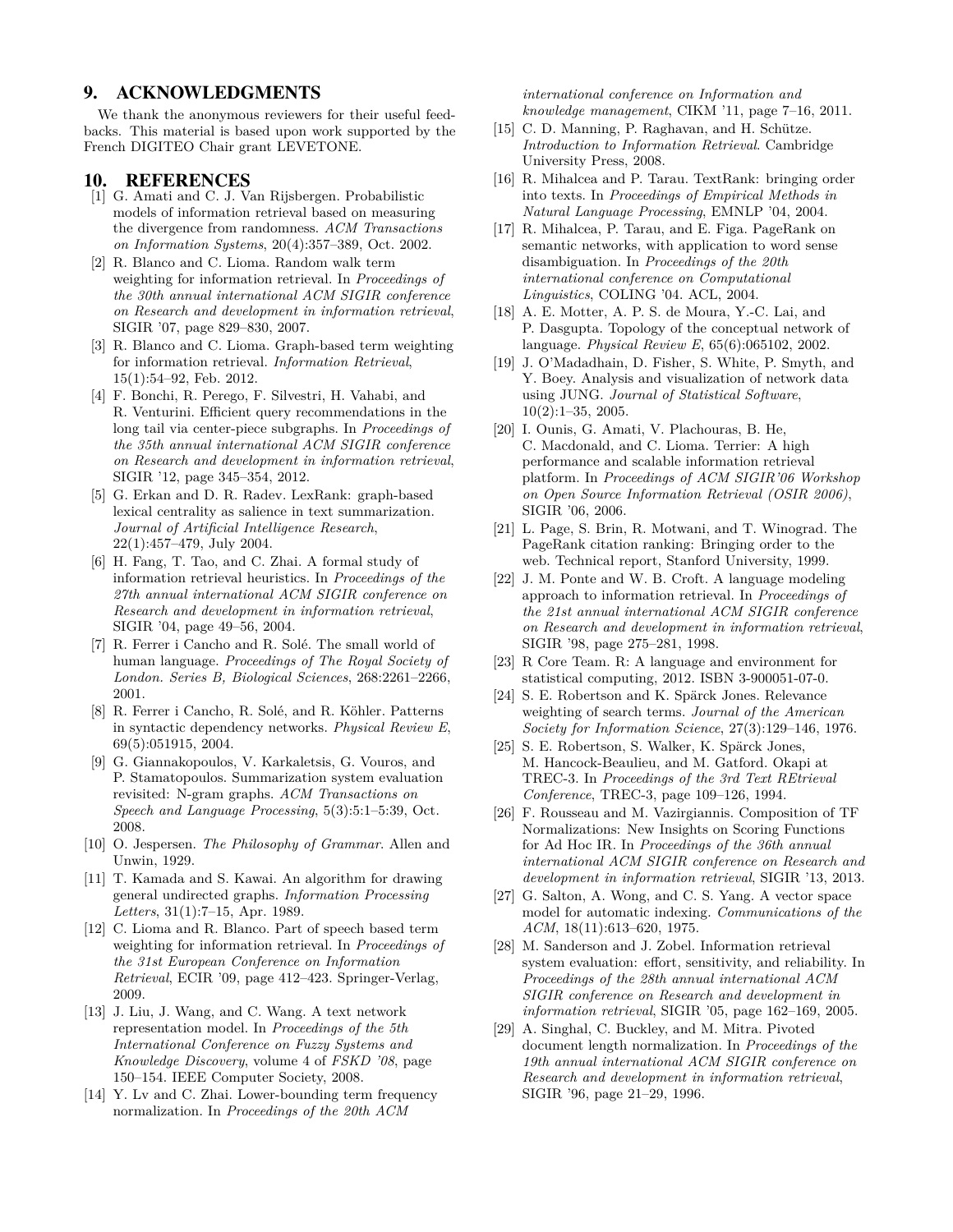## 9. ACKNOWLEDGMENTS

We thank the anonymous reviewers for their useful feedbacks. This material is based upon work supported by the French DIGITEO Chair grant LEVETONE.

## 10. REFERENCES

[1] G. Amati and C. J. Van Rijsbergen. Probabilistic models of information retrieval based on measuring the divergence from randomness. *ACM Transactions on Information Systems*, 20(4):357–389, Oct. 2002.

[2] R. Blanco and C. Lioma. Random walk term weighting for information retrieval. In *Proceedings of the 30th annual international ACM SIGIR conference on Research and development in information retrieval*, SIGIR '07, page 829–830, 2007.

[3] R. Blanco and C. Lioma. Graph-based term weighting for information retrieval. *Information Retrieval*, 15(1):54–92, Feb. 2012.

[4] F. Bonchi, R. Perego, F. Silvestri, H. Vahabi, and R. Venturini. Efficient query recommendations in the long tail via center-piece subgraphs. In *Proceedings of the 35th annual international ACM SIGIR conference on Research and development in information retrieval*, SIGIR '12, page 345–354, 2012.

[5] G. Erkan and D. R. Radev. LexRank: graph-based lexical centrality as salience in text summarization. *Journal of Artificial Intelligence Research*, 22(1):457–479, July 2004.

[6] H. Fang, T. Tao, and C. Zhai. A formal study of information retrieval heuristics. In *Proceedings of the 27th annual international ACM SIGIR conference on Research and development in information retrieval*, SIGIR '04, page 49–56, 2004.

[7] R. Ferrer i Cancho and R. Solé. The small world of human language. *Proceedings of The Royal Society of London. Series B, Biological Sciences*, 268:2261–2266, 2001.

[8] R. Ferrer i Cancho, R. Solé, and R. Köhler. Patterns in syntactic dependency networks. *Physical Review E*, 69(5):051915, 2004.

[9] G. Giannakopoulos, V. Karkaletsis, G. Vouros, and P. Stamatopoulos. Summarization system evaluation revisited: N-gram graphs. *ACM Transactions on Speech and Language Processing*, 5(3):5:1–5:39, Oct. 2008.

[10] O. Jespersen. *The Philosophy of Grammar*. Allen and Unwin, 1929.

[11] T. Kamada and S. Kawai. An algorithm for drawing general undirected graphs. *Information Processing Letters*, 31(1):7–15, Apr. 1989.

[12] C. Lioma and R. Blanco. Part of speech based term weighting for information retrieval. In *Proceedings of the 31st European Conference on Information Retrieval*, ECIR '09, page 412–423. Springer-Verlag, 2009.

[13] J. Liu, J. Wang, and C. Wang. A text network representation model. In *Proceedings of the 5th International Conference on Fuzzy Systems and Knowledge Discovery*, volume 4 of *FSKD '08*, page 150–154. IEEE Computer Society, 2008.

[14] Y. Lv and C. Zhai. Lower-bounding term frequency normalization. In *Proceedings of the 20th ACM international conference on Information and knowledge management*, CIKM '11, page 7–16, 2011.

[15] C. D. Manning, P. Raghavan, and H. Schütze. *Introduction to Information Retrieval*. Cambridge University Press, 2008.

[16] R. Mihalcea and P. Tarau. TextRank: bringing order into texts. In *Proceedings of Empirical Methods in Natural Language Processing*, EMNLP '04, 2004.

[17] R. Mihalcea, P. Tarau, and E. Figa. PageRank on semantic networks, with application to word sense disambiguation. In *Proceedings of the 20th international conference on Computational Linguistics*, COLING '04. ACL, 2004.

[18] A. E. Motter, A. P. S. de Moura, Y.-C. Lai, and P. Dasgupta. Topology of the conceptual network of language. *Physical Review E*, 65(6):065102, 2002.

[19] J. O'Madadhain, D. Fisher, S. White, P. Smyth, and Y. Boey. Analysis and visualization of network data using JUNG. *Journal of Statistical Software*, 10(2):1–35, 2005.

[20] I. Ounis, G. Amati, V. Plachouras, B. He, C. Macdonald, and C. Lioma. Terrier: A high performance and scalable information retrieval platform. In *Proceedings of ACM SIGIR'06 Workshop on Open Source Information Retrieval (OSIR 2006)*, SIGIR '06, 2006.

[21] L. Page, S. Brin, R. Motwani, and T. Winograd. The PageRank citation ranking: Bringing order to the web. Technical report, Stanford University, 1999.

[22] J. M. Ponte and W. B. Croft. A language modeling approach to information retrieval. In *Proceedings of the 21st annual international ACM SIGIR conference on Research and development in information retrieval*, SIGIR '98, page 275–281, 1998.

[23] R Core Team. R: A language and environment for statistical computing, 2012. ISBN 3-900051-07-0.

[24] S. E. Robertson and K. Spärck Jones. Relevance weighting of search terms. *Journal of the American Society for Information Science*, 27(3):129–146, 1976.

[25] S. E. Robertson, S. Walker, K. Spärck Jones, M. Hancock-Beaulieu, and M. Gatford. Okapi at TREC-3. In *Proceedings of the 3rd Text REtrieval Conference*, TREC-3, page 109–126, 1994.

[26] F. Rousseau and M. Vazirgiannis. Composition of TF Normalizations: New Insights on Scoring Functions for Ad Hoc IR. In *Proceedings of the 36th annual international ACM SIGIR conference on Research and development in information retrieval*, SIGIR '13, 2013.

[27] G. Salton, A. Wong, and C. S. Yang. A vector space model for automatic indexing. *Communications of the ACM*, 18(11):613–620, 1975.

[28] M. Sanderson and J. Zobel. Information retrieval system evaluation: effort, sensitivity, and reliability. In *Proceedings of the 28th annual international ACM SIGIR conference on Research and development in information retrieval*, SIGIR '05, page 162–169, 2005.

[29] A. Singhal, C. Buckley, and M. Mitra. Pivoted document length normalization. In *Proceedings of the 19th annual international ACM SIGIR conference on Research and development in information retrieval*, SIGIR '96, page 21–29, 1996.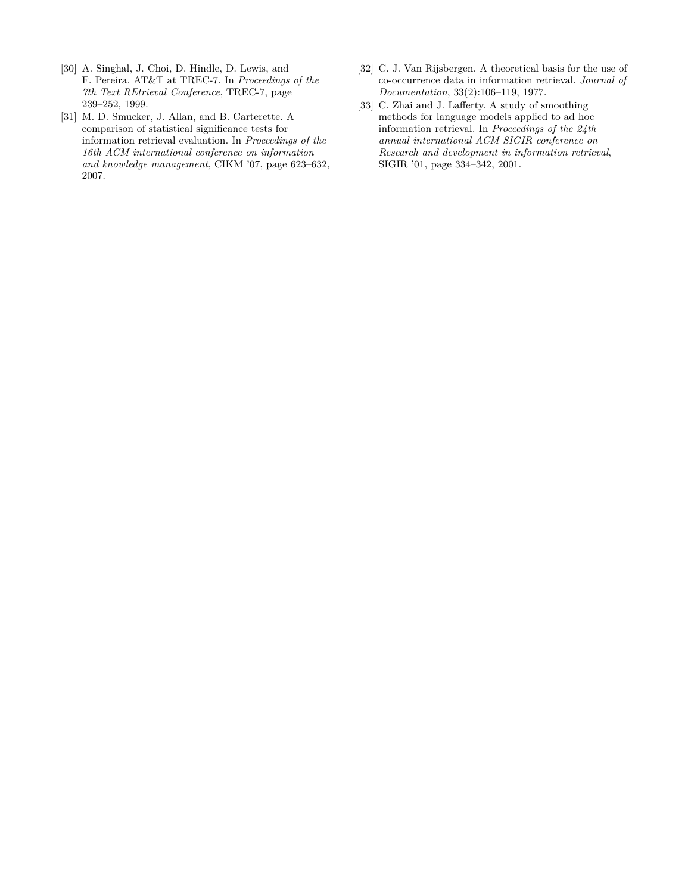[30] A. Singhal, J. Choi, D. Hindle, D. Lewis, and F. Pereira. AT&T at TREC-7. In *Proceedings of the 7th Text REtrieval Conference*, TREC-7, page 239–252, 1999.

[31] M. D. Smucker, J. Allan, and B. Carterette. A comparison of statistical significance tests for information retrieval evaluation. In *Proceedings of the 16th ACM international conference on information and knowledge management*, CIKM '07, page 623–632, 2007.

[32] C. J. Van Rijsbergen. A theoretical basis for the use of co-occurrence data in information retrieval. *Journal of Documentation*, 33(2):106–119, 1977.

[33] C. Zhai and J. Lafferty. A study of smoothing methods for language models applied to ad hoc information retrieval. In *Proceedings of the 24th annual international ACM SIGIR conference on Research and development in information retrieval*, SIGIR '01, page 334–342, 2001.